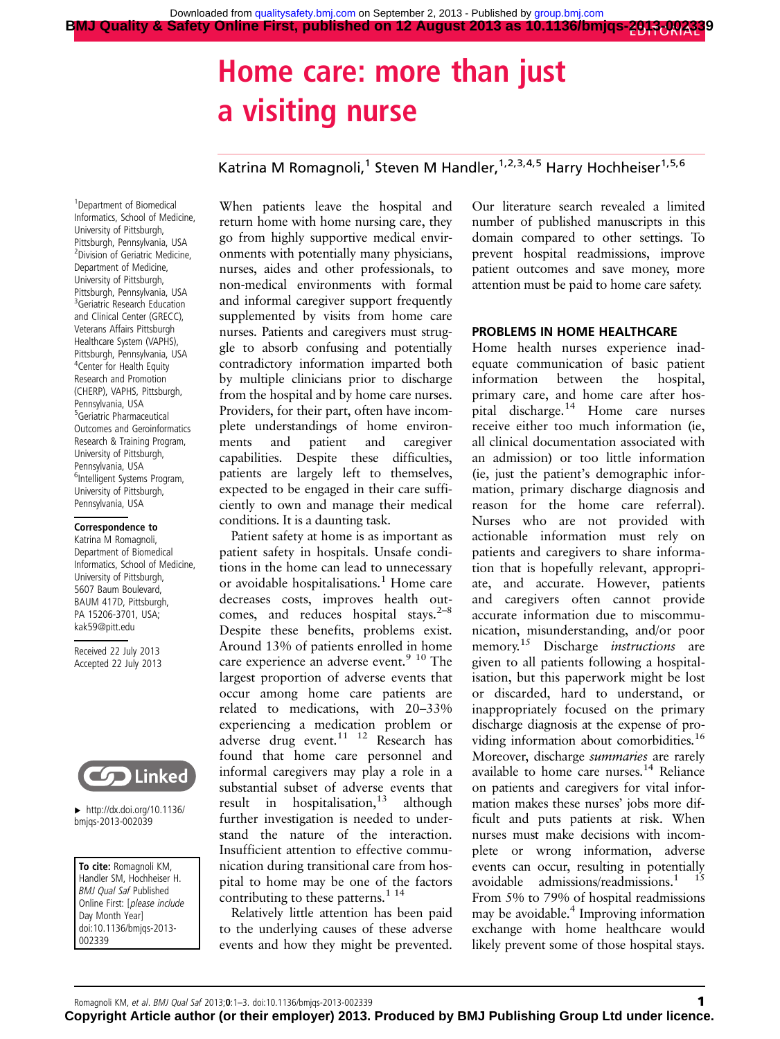# Home care: more than just a visiting nurse

Katrina M Romagnoli,[1] Steven M Handler,[1,2,3,4,5] Harry Hochheiser[1,5,6]

[1]Department of Biomedical Informatics, School of Medicine, University of Pittsburgh, Pittsburgh, Pennsylvania, USA
[2]Division of Geriatric Medicine, Department of Medicine, University of Pittsburgh, Pittsburgh, Pennsylvania, USA
[3]Geriatric Research Education and Clinical Center (GRECC), Veterans Affairs Pittsburgh Healthcare System (VAPHS), Pittsburgh, Pennsylvania, USA
[4]Center for Health Equity Research and Promotion (CHERP), VAPHS, Pittsburgh, Pennsylvania, USA
[5]Geriatric Pharmaceutical Outcomes and Geroinformatics Research & Training Program, University of Pittsburgh, Pennsylvania, USA
[6]Intelligent Systems Program, University of Pittsburgh, Pennsylvania, USA

**Correspondence to**
Katrina M Romagnoli, Department of Biomedical Informatics, School of Medicine, University of Pittsburgh, 5607 Baum Boulevard, BAUM 417D, Pittsburgh, PA 15206-3701, USA; kak59@pitt.edu

Received 22 July 2013
Accepted 22 July 2013

Linked

► http://dx.doi.org/10.1136/bmjqs-2013-002039

**To cite:** Romagnoli KM, Handler SM, Hochheiser H. *BMJ Qual Saf* Published Online First: [*please include* Day Month Year] doi:10.1136/bmjqs-2013-002339

When patients leave the hospital and return home with home nursing care, they go from highly supportive medical environments with potentially many physicians, nurses, aides and other professionals, to non-medical environments with formal and informal caregiver support frequently supplemented by visits from home care nurses. Patients and caregivers must struggle to absorb confusing and potentially contradictory information imparted both by multiple clinicians prior to discharge from the hospital and by home care nurses. Providers, for their part, often have incomplete understandings of home environments and patient and caregiver capabilities. Despite these difficulties, patients are largely left to themselves, expected to be engaged in their care sufficiently to own and manage their medical conditions. It is a daunting task.

Patient safety at home is as important as patient safety in hospitals. Unsafe conditions in the home can lead to unnecessary or avoidable hospitalisations.[1] Home care decreases costs, improves health outcomes, and reduces hospital stays.[2–8] Despite these benefits, problems exist. Around 13% of patients enrolled in home care experience an adverse event.[9,10] The largest proportion of adverse events that occur among home care patients are related to medications, with 20–33% experiencing a medication problem or adverse drug event.[11,12] Research has found that home care personnel and informal caregivers may play a role in a substantial subset of adverse events that result in hospitalisation,[13] although further investigation is needed to understand the nature of the interaction. Insufficient attention to effective communication during transitional care from hospital to home may be one of the factors contributing to these patterns.[1,14]

Relatively little attention has been paid to the underlying causes of these adverse events and how they might be prevented. Our literature search revealed a limited number of published manuscripts in this domain compared to other settings. To prevent hospital readmissions, improve patient outcomes and save money, more attention must be paid to home care safety.

## PROBLEMS IN HOME HEALTHCARE

Home health nurses experience inadequate communication of basic patient information between the hospital, primary care, and home care after hospital discharge.[14] Home care nurses receive either too much information (ie, all clinical documentation associated with an admission) or too little information (ie, just the patient's demographic information, primary discharge diagnosis and reason for the home care referral). Nurses who are not provided with actionable information must rely on patients and caregivers to share information that is hopefully relevant, appropriate, and accurate. However, patients and caregivers often cannot provide accurate information due to miscommunication, misunderstanding, and/or poor memory.[15] Discharge *instructions* are given to all patients following a hospitalisation, but this paperwork might be lost or discarded, hard to understand, or inappropriately focused on the primary discharge diagnosis at the expense of providing information about comorbidities.[16] Moreover, discharge *summaries* are rarely available to home care nurses.[14] Reliance on patients and caregivers for vital information makes these nurses' jobs more difficult and puts patients at risk. When nurses must make decisions with incomplete or wrong information, adverse events can occur, resulting in potentially avoidable admissions/readmissions.[1,15] From 5% to 79% of hospital readmissions may be avoidable.[4] Improving information exchange with home healthcare would likely prevent some of those hospital stays.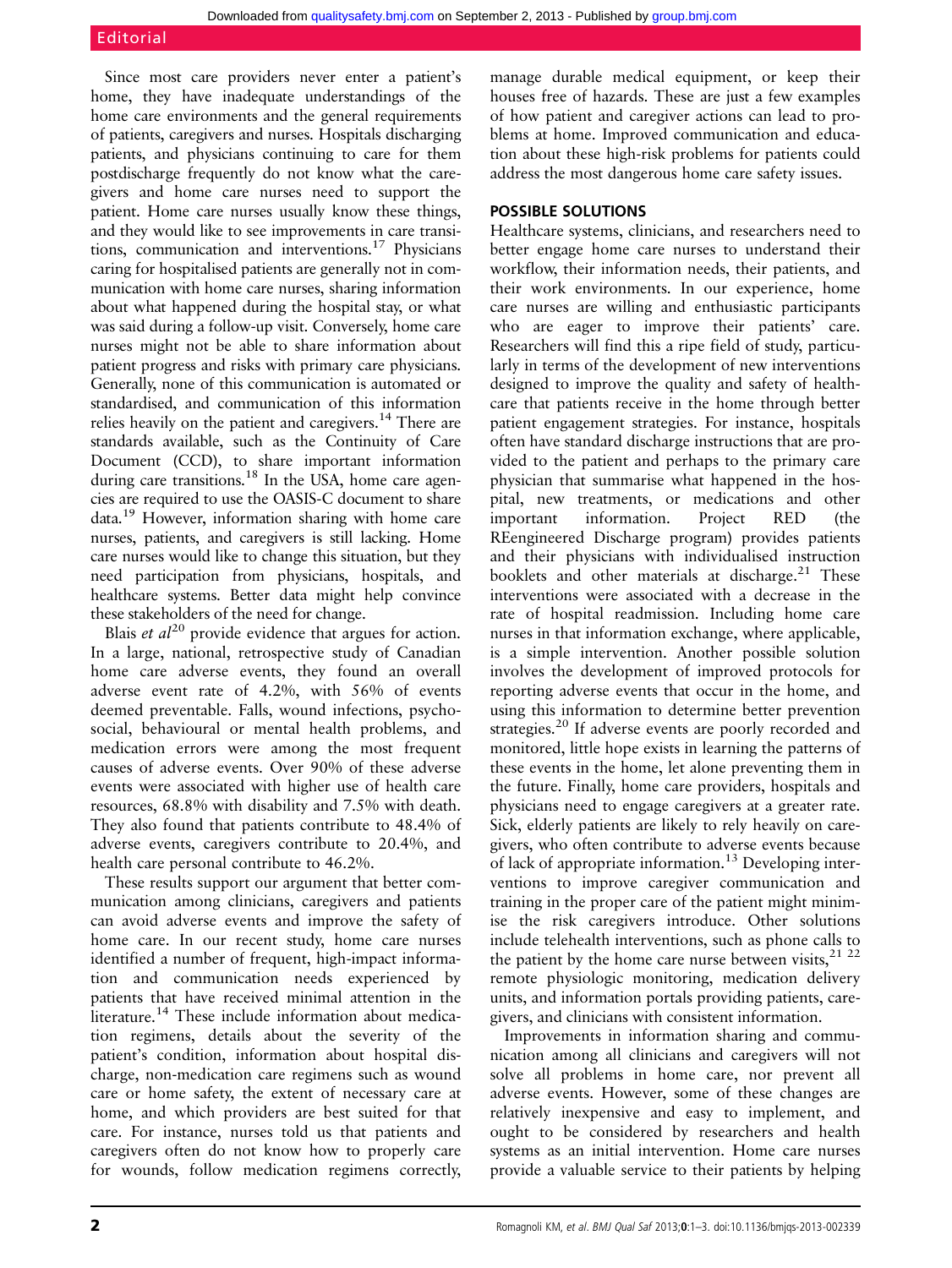Since most care providers never enter a patient's home, they have inadequate understandings of the home care environments and the general requirements of patients, caregivers and nurses. Hospitals discharging patients, and physicians continuing to care for them postdischarge frequently do not know what the caregivers and home care nurses need to support the patient. Home care nurses usually know these things, and they would like to see improvements in care transitions, communication and interventions.[17] Physicians caring for hospitalised patients are generally not in communication with home care nurses, sharing information about what happened during the hospital stay, or what was said during a follow-up visit. Conversely, home care nurses might not be able to share information about patient progress and risks with primary care physicians. Generally, none of this communication is automated or standardised, and communication of this information relies heavily on the patient and caregivers.[14] There are standards available, such as the Continuity of Care Document (CCD), to share important information during care transitions.[18] In the USA, home care agencies are required to use the OASIS-C document to share data.[19] However, information sharing with home care nurses, patients, and caregivers is still lacking. Home care nurses would like to change this situation, but they need participation from physicians, hospitals, and healthcare systems. Better data might help convince these stakeholders of the need for change.

Blais *et al*[20] provide evidence that argues for action. In a large, national, retrospective study of Canadian home care adverse events, they found an overall adverse event rate of 4.2%, with 56% of events deemed preventable. Falls, wound infections, psychosocial, behavioural or mental health problems, and medication errors were among the most frequent causes of adverse events. Over 90% of these adverse events were associated with higher use of health care resources, 68.8% with disability and 7.5% with death. They also found that patients contribute to 48.4% of adverse events, caregivers contribute to 20.4%, and health care personal contribute to 46.2%.

These results support our argument that better communication among clinicians, caregivers and patients can avoid adverse events and improve the safety of home care. In our recent study, home care nurses identified a number of frequent, high-impact information and communication needs experienced by patients that have received minimal attention in the literature.[14] These include information about medication regimens, details about the severity of the patient's condition, information about hospital discharge, non-medication care regimens such as wound care or home safety, the extent of necessary care at home, and which providers are best suited for that care. For instance, nurses told us that patients and caregivers often do not know how to properly care for wounds, follow medication regimens correctly, manage durable medical equipment, or keep their houses free of hazards. These are just a few examples of how patient and caregiver actions can lead to problems at home. Improved communication and education about these high-risk problems for patients could address the most dangerous home care safety issues.

## POSSIBLE SOLUTIONS

Healthcare systems, clinicians, and researchers need to better engage home care nurses to understand their workflow, their information needs, their patients, and their work environments. In our experience, home care nurses are willing and enthusiastic participants who are eager to improve their patients' care. Researchers will find this a ripe field of study, particularly in terms of the development of new interventions designed to improve the quality and safety of healthcare that patients receive in the home through better patient engagement strategies. For instance, hospitals often have standard discharge instructions that are provided to the patient and perhaps to the primary care physician that summarise what happened in the hospital, new treatments, or medications and other important information. Project RED (the REengineered Discharge program) provides patients and their physicians with individualised instruction booklets and other materials at discharge.[21] These interventions were associated with a decrease in the rate of hospital readmission. Including home care nurses in that information exchange, where applicable, is a simple intervention. Another possible solution involves the development of improved protocols for reporting adverse events that occur in the home, and using this information to determine better prevention strategies.[20] If adverse events are poorly recorded and monitored, little hope exists in learning the patterns of these events in the home, let alone preventing them in the future. Finally, home care providers, hospitals and physicians need to engage caregivers at a greater rate. Sick, elderly patients are likely to rely heavily on caregivers, who often contribute to adverse events because of lack of appropriate information.[13] Developing interventions to improve caregiver communication and training in the proper care of the patient might minimise the risk caregivers introduce. Other solutions include telehealth interventions, such as phone calls to the patient by the home care nurse between visits,[21,22] remote physiologic monitoring, medication delivery units, and information portals providing patients, caregivers, and clinicians with consistent information.

Improvements in information sharing and communication among all clinicians and caregivers will not solve all problems in home care, nor prevent all adverse events. However, some of these changes are relatively inexpensive and easy to implement, and ought to be considered by researchers and health systems as an initial intervention. Home care nurses provide a valuable service to their patients by helping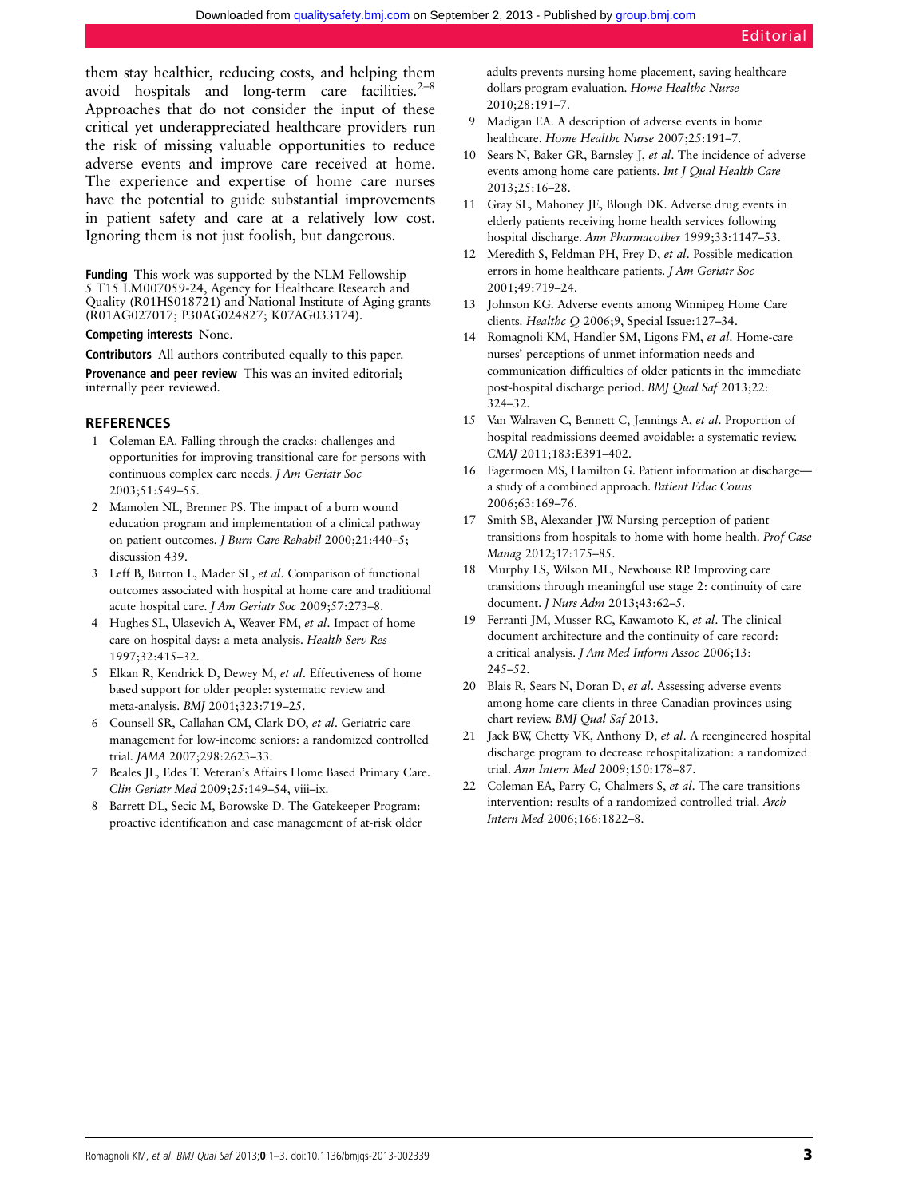them stay healthier, reducing costs, and helping them avoid hospitals and long-term care facilities.[2–8] Approaches that do not consider the input of these critical yet underappreciated healthcare providers run the risk of missing valuable opportunities to reduce adverse events and improve care received at home. The experience and expertise of home care nurses have the potential to guide substantial improvements in patient safety and care at a relatively low cost. Ignoring them is not just foolish, but dangerous.

**Funding** This work was supported by the NLM Fellowship 5 T15 LM007059-24, Agency for Healthcare Research and Quality (R01HS018721) and National Institute of Aging grants (R01AG027017; P30AG024827; K07AG033174).

**Competing interests** None.

**Contributors** All authors contributed equally to this paper.

**Provenance and peer review** This was an invited editorial; internally peer reviewed.

## REFERENCES

1. Coleman EA. Falling through the cracks: challenges and opportunities for improving transitional care for persons with continuous complex care needs. *J Am Geriatr Soc* 2003;51:549–55.
2. Mamolen NL, Brenner PS. The impact of a burn wound education program and implementation of a clinical pathway on patient outcomes. *J Burn Care Rehabil* 2000;21:440–5; discussion 439.
3. Leff B, Burton L, Mader SL, *et al*. Comparison of functional outcomes associated with hospital at home care and traditional acute hospital care. *J Am Geriatr Soc* 2009;57:273–8.
4. Hughes SL, Ulasevich A, Weaver FM, *et al*. Impact of home care on hospital days: a meta analysis. *Health Serv Res* 1997;32:415–32.
5. Elkan R, Kendrick D, Dewey M, *et al*. Effectiveness of home based support for older people: systematic review and meta-analysis. *BMJ* 2001;323:719–25.
6. Counsell SR, Callahan CM, Clark DO, *et al*. Geriatric care management for low-income seniors: a randomized controlled trial. *JAMA* 2007;298:2623–33.
7. Beales JL, Edes T. Veteran's Affairs Home Based Primary Care. *Clin Geriatr Med* 2009;25:149–54, viii–ix.
8. Barrett DL, Secic M, Borowske D. The Gatekeeper Program: proactive identification and case management of at-risk older adults prevents nursing home placement, saving healthcare dollars program evaluation. *Home Healthc Nurse* 2010;28:191–7.
9. Madigan EA. A description of adverse events in home healthcare. *Home Healthc Nurse* 2007;25:191–7.
10. Sears N, Baker GR, Barnsley J, *et al*. The incidence of adverse events among home care patients. *Int J Qual Health Care* 2013;25:16–28.
11. Gray SL, Mahoney JE, Blough DK. Adverse drug events in elderly patients receiving home health services following hospital discharge. *Ann Pharmacother* 1999;33:1147–53.
12. Meredith S, Feldman PH, Frey D, *et al*. Possible medication errors in home healthcare patients. *J Am Geriatr Soc* 2001;49:719–24.
13. Johnson KG. Adverse events among Winnipeg Home Care clients. *Healthc Q* 2006;9, Special Issue:127–34.
14. Romagnoli KM, Handler SM, Ligons FM, *et al*. Home-care nurses' perceptions of unmet information needs and communication difficulties of older patients in the immediate post-hospital discharge period. *BMJ Qual Saf* 2013;22: 324–32.
15. Van Walraven C, Bennett C, Jennings A, *et al*. Proportion of hospital readmissions deemed avoidable: a systematic review. *CMAJ* 2011;183:E391–402.
16. Fagermoen MS, Hamilton G. Patient information at discharge—a study of a combined approach. *Patient Educ Couns* 2006;63:169–76.
17. Smith SB, Alexander JW. Nursing perception of patient transitions from hospitals to home with home health. *Prof Case Manag* 2012;17:175–85.
18. Murphy LS, Wilson ML, Newhouse RP. Improving care transitions through meaningful use stage 2: continuity of care document. *J Nurs Adm* 2013;43:62–5.
19. Ferranti JM, Musser RC, Kawamoto K, *et al*. The clinical document architecture and the continuity of care record: a critical analysis. *J Am Med Inform Assoc* 2006;13: 245–52.
20. Blais R, Sears N, Doran D, *et al*. Assessing adverse events among home care clients in three Canadian provinces using chart review. *BMJ Qual Saf* 2013.
21. Jack BW, Chetty VK, Anthony D, *et al*. A reengineered hospital discharge program to decrease rehospitalization: a randomized trial. *Ann Intern Med* 2009;150:178–87.
22. Coleman EA, Parry C, Chalmers S, *et al*. The care transitions intervention: results of a randomized controlled trial. *Arch Intern Med* 2006;166:1822–8.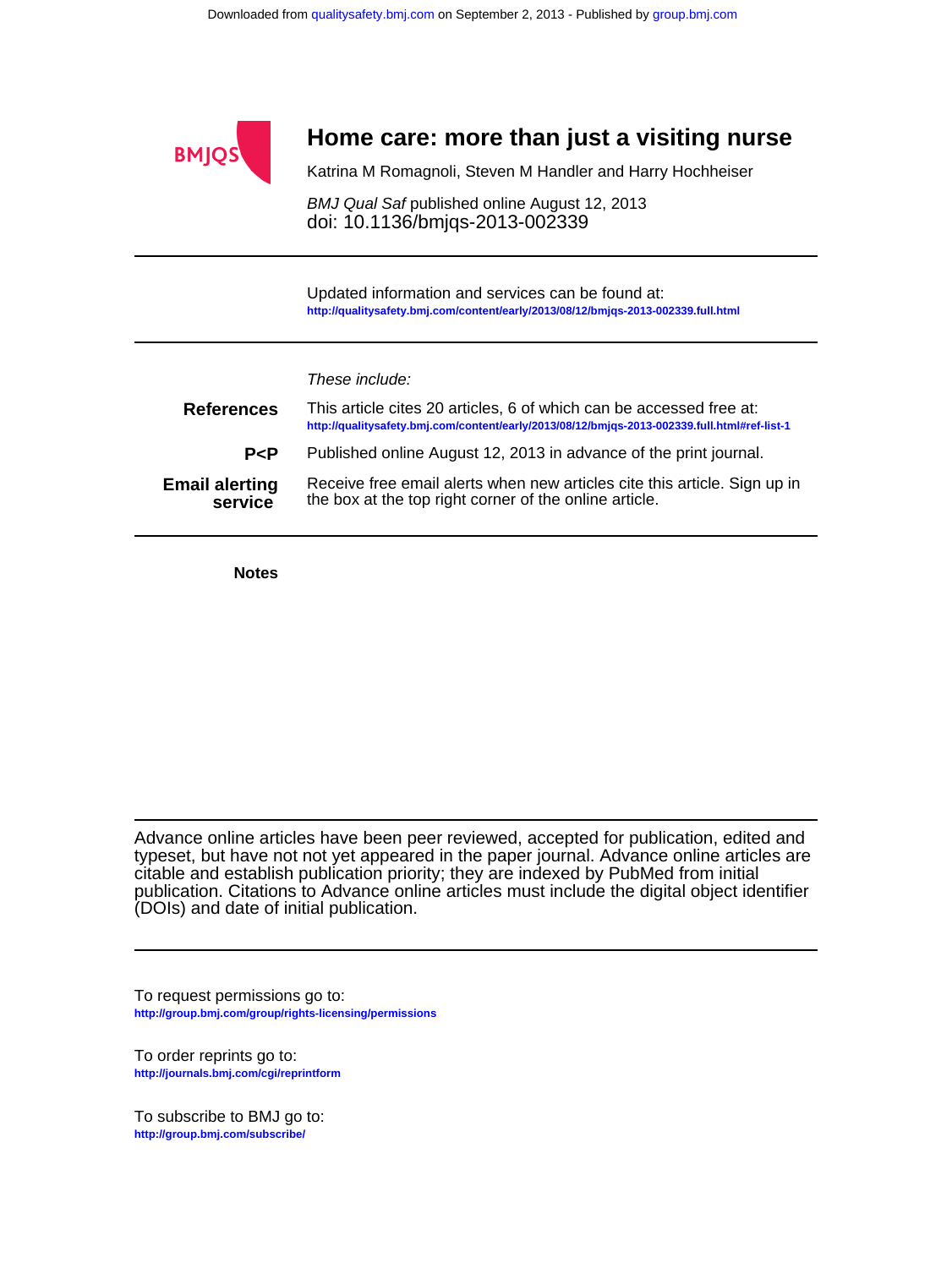Downloaded from qualitysafety.bmj.com on September 2, 2013 - Published by group.bmj.com

BMJQS

# Home care: more than just a visiting nurse

Katrina M Romagnoli, Steven M Handler and Harry Hochheiser

*BMJ Qual Saf* published online August 12, 2013
doi: 10.1136/bmjqs-2013-002339

---

Updated information and services can be found at:
http://qualitysafety.bmj.com/content/early/2013/08/12/bmjqs-2013-002339.full.html

---

*These include:*

**References** This article cites 20 articles, 6 of which can be accessed free at:
http://qualitysafety.bmj.com/content/early/2013/08/12/bmjqs-2013-002339.full.html#ref-list-1

**P<P** Published online August 12, 2013 in advance of the print journal.

**Email alerting service** Receive free email alerts when new articles cite this article. Sign up in the box at the top right corner of the online article.

---

**Notes**

---

Advance online articles have been peer reviewed, accepted for publication, edited and typeset, but have not not yet appeared in the paper journal. Advance online articles are citable and establish publication priority; they are indexed by PubMed from initial publication. Citations to Advance online articles must include the digital object identifier (DOIs) and date of initial publication.

---

To request permissions go to:
http://group.bmj.com/group/rights-licensing/permissions

To order reprints go to:
http://journals.bmj.com/cgi/reprintform

To subscribe to BMJ go to:
http://group.bmj.com/subscribe/